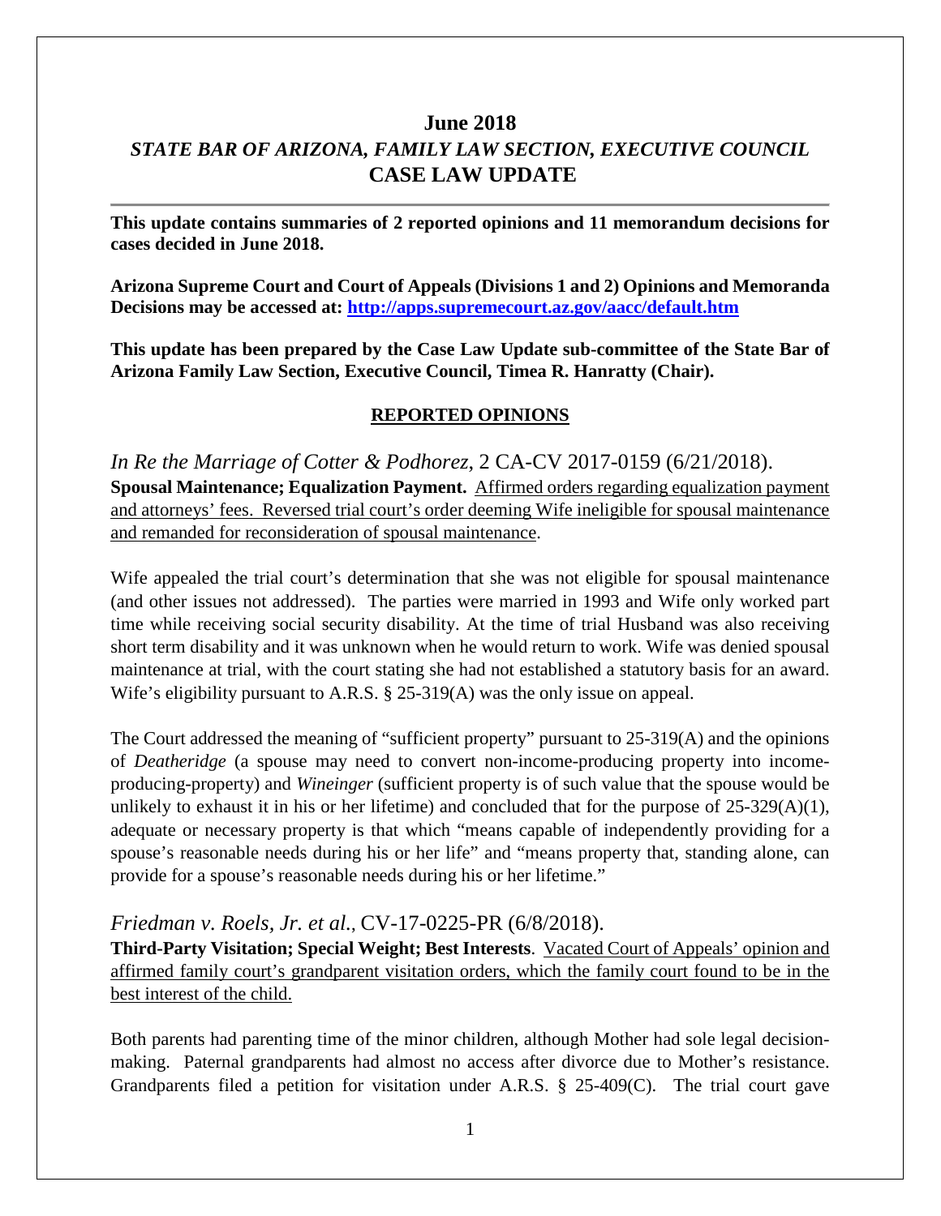# June 2018

## *STATE BAR OF ARIZONA, FAMILY LAW SECTION, EXECUTIVE COUNCIL*

## CASE LAW UPDATE

---

**This update contains summaries of 2 reported opinions and 11 memorandum decisions for cases decided in June 2018.**

**Arizona Supreme Court and Court of Appeals (Divisions 1 and 2) Opinions and Memoranda Decisions may be accessed at: [http://apps.supremecourt.az.gov/aacc/default.htm](http://apps.supremecourt.az.gov/aacc/default.htm)**

**This update has been prepared by the Case Law Update sub-committee of the State Bar of Arizona Family Law Section, Executive Council, Timea R. Hanratty (Chair).**

### REPORTED OPINIONS

*In Re the Marriage of Cotter & Podhorez*, 2 CA-CV 2017-0159 (6/21/2018).
**Spousal Maintenance; Equalization Payment.** Affirmed orders regarding equalization payment and attorneys' fees. Reversed trial court's order deeming Wife ineligible for spousal maintenance and remanded for reconsideration of spousal maintenance.

Wife appealed the trial court's determination that she was not eligible for spousal maintenance (and other issues not addressed). The parties were married in 1993 and Wife only worked part time while receiving social security disability. At the time of trial Husband was also receiving short term disability and it was unknown when he would return to work. Wife was denied spousal maintenance at trial, with the court stating she had not established a statutory basis for an award. Wife's eligibility pursuant to A.R.S. § 25-319(A) was the only issue on appeal.

The Court addressed the meaning of "sufficient property" pursuant to 25-319(A) and the opinions of *Deatheridge* (a spouse may need to convert non-income-producing property into income-producing-property) and *Wineinger* (sufficient property is of such value that the spouse would be unlikely to exhaust it in his or her lifetime) and concluded that for the purpose of 25-329(A)(1), adequate or necessary property is that which "means capable of independently providing for a spouse's reasonable needs during his or her life" and "means property that, standing alone, can provide for a spouse's reasonable needs during his or her lifetime."

*Friedman v. Roels, Jr. et al.*, CV-17-0225-PR (6/8/2018).
**Third-Party Visitation; Special Weight; Best Interests**. Vacated Court of Appeals' opinion and affirmed family court's grandparent visitation orders, which the family court found to be in the best interest of the child.

Both parents had parenting time of the minor children, although Mother had sole legal decision-making. Paternal grandparents had almost no access after divorce due to Mother's resistance. Grandparents filed a petition for visitation under A.R.S. § 25-409(C). The trial court gave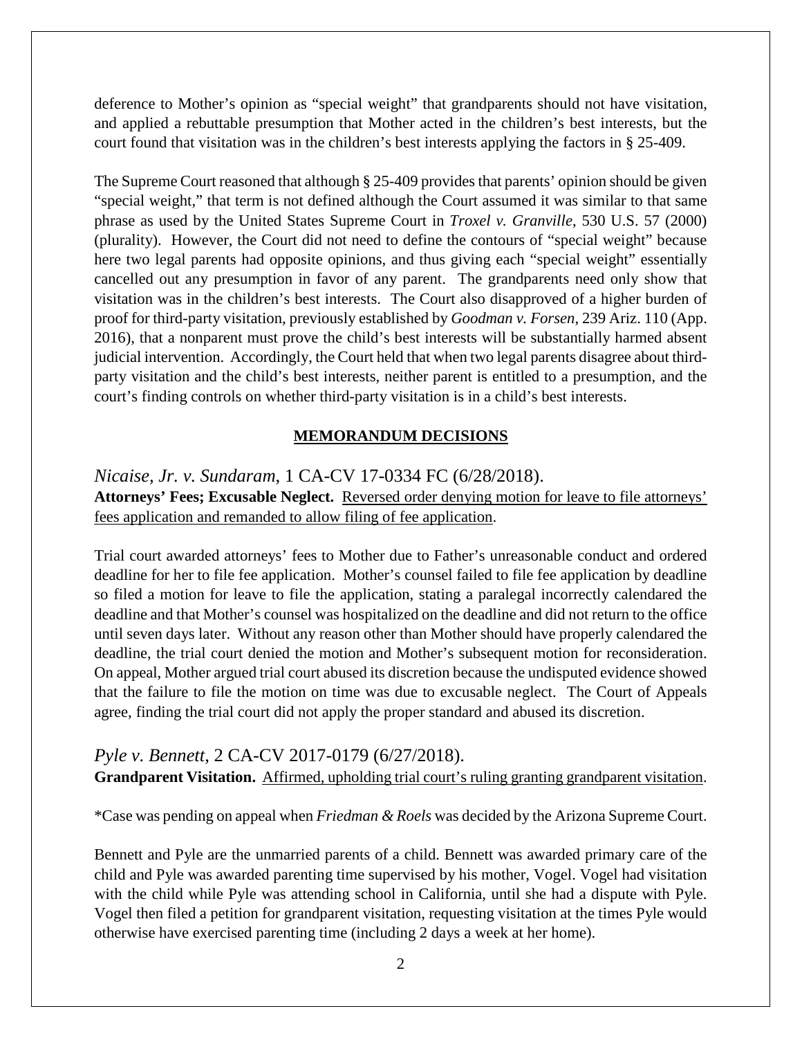deference to Mother's opinion as "special weight" that grandparents should not have visitation, and applied a rebuttable presumption that Mother acted in the children's best interests, but the court found that visitation was in the children's best interests applying the factors in § 25-409.

The Supreme Court reasoned that although § 25-409 provides that parents' opinion should be given "special weight," that term is not defined although the Court assumed it was similar to that same phrase as used by the United States Supreme Court in *Troxel v. Granville*, 530 U.S. 57 (2000) (plurality). However, the Court did not need to define the contours of "special weight" because here two legal parents had opposite opinions, and thus giving each "special weight" essentially cancelled out any presumption in favor of any parent. The grandparents need only show that visitation was in the children's best interests. The Court also disapproved of a higher burden of proof for third-party visitation, previously established by *Goodman v. Forsen*, 239 Ariz. 110 (App. 2016), that a nonparent must prove the child's best interests will be substantially harmed absent judicial intervention. Accordingly, the Court held that when two legal parents disagree about third-party visitation and the child's best interests, neither parent is entitled to a presumption, and the court's finding controls on whether third-party visitation is in a child's best interests.

## MEMORANDUM DECISIONS

### *Nicaise, Jr. v. Sundaram*, 1 CA-CV 17-0334 FC (6/28/2018).

**Attorneys' Fees; Excusable Neglect.** Reversed order denying motion for leave to file attorneys' fees application and remanded to allow filing of fee application.

Trial court awarded attorneys' fees to Mother due to Father's unreasonable conduct and ordered deadline for her to file fee application. Mother's counsel failed to file fee application by deadline so filed a motion for leave to file the application, stating a paralegal incorrectly calendared the deadline and that Mother's counsel was hospitalized on the deadline and did not return to the office until seven days later. Without any reason other than Mother should have properly calendared the deadline, the trial court denied the motion and Mother's subsequent motion for reconsideration. On appeal, Mother argued trial court abused its discretion because the undisputed evidence showed that the failure to file the motion on time was due to excusable neglect. The Court of Appeals agree, finding the trial court did not apply the proper standard and abused its discretion.

### *Pyle v. Bennett*, 2 CA-CV 2017-0179 (6/27/2018).

**Grandparent Visitation.** Affirmed, upholding trial court's ruling granting grandparent visitation.

*Case was pending on appeal when *Friedman & Roels* was decided by the Arizona Supreme Court.

Bennett and Pyle are the unmarried parents of a child. Bennett was awarded primary care of the child and Pyle was awarded parenting time supervised by his mother, Vogel. Vogel had visitation with the child while Pyle was attending school in California, until she had a dispute with Pyle. Vogel then filed a petition for grandparent visitation, requesting visitation at the times Pyle would otherwise have exercised parenting time (including 2 days a week at her home).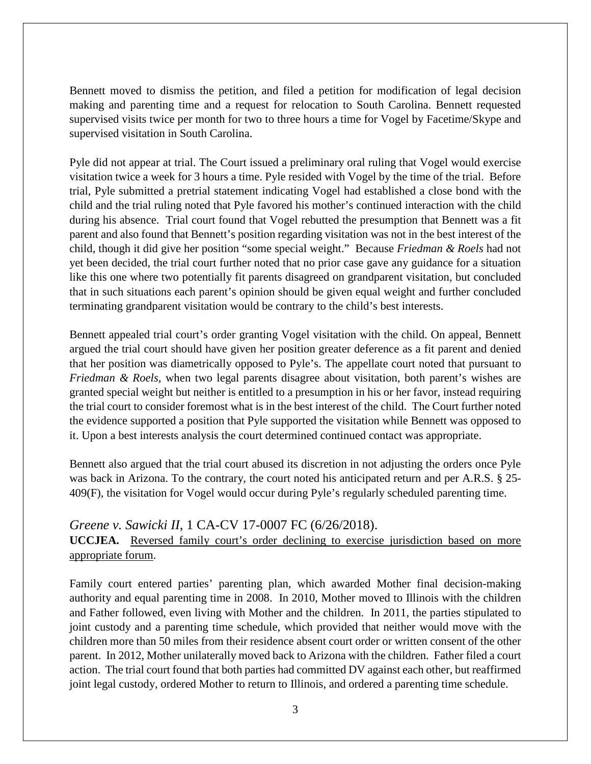Bennett moved to dismiss the petition, and filed a petition for modification of legal decision making and parenting time and a request for relocation to South Carolina. Bennett requested supervised visits twice per month for two to three hours a time for Vogel by Facetime/Skype and supervised visitation in South Carolina.

Pyle did not appear at trial. The Court issued a preliminary oral ruling that Vogel would exercise visitation twice a week for 3 hours a time. Pyle resided with Vogel by the time of the trial. Before trial, Pyle submitted a pretrial statement indicating Vogel had established a close bond with the child and the trial ruling noted that Pyle favored his mother's continued interaction with the child during his absence. Trial court found that Vogel rebutted the presumption that Bennett was a fit parent and also found that Bennett's position regarding visitation was not in the best interest of the child, though it did give her position "some special weight." Because *Friedman & Roels* had not yet been decided, the trial court further noted that no prior case gave any guidance for a situation like this one where two potentially fit parents disagreed on grandparent visitation, but concluded that in such situations each parent's opinion should be given equal weight and further concluded terminating grandparent visitation would be contrary to the child's best interests.

Bennett appealed trial court's order granting Vogel visitation with the child. On appeal, Bennett argued the trial court should have given her position greater deference as a fit parent and denied that her position was diametrically opposed to Pyle's. The appellate court noted that pursuant to *Friedman & Roels*, when two legal parents disagree about visitation, both parent's wishes are granted special weight but neither is entitled to a presumption in his or her favor, instead requiring the trial court to consider foremost what is in the best interest of the child. The Court further noted the evidence supported a position that Pyle supported the visitation while Bennett was opposed to it. Upon a best interests analysis the court determined continued contact was appropriate.

Bennett also argued that the trial court abused its discretion in not adjusting the orders once Pyle was back in Arizona. To the contrary, the court noted his anticipated return and per A.R.S. § 25-409(F), the visitation for Vogel would occur during Pyle's regularly scheduled parenting time.

## *Greene v. Sawicki II*, 1 CA-CV 17-0007 FC (6/26/2018).

**UCCJEA.** Reversed family court's order declining to exercise jurisdiction based on more appropriate forum.

Family court entered parties' parenting plan, which awarded Mother final decision-making authority and equal parenting time in 2008. In 2010, Mother moved to Illinois with the children and Father followed, even living with Mother and the children. In 2011, the parties stipulated to joint custody and a parenting time schedule, which provided that neither would move with the children more than 50 miles from their residence absent court order or written consent of the other parent. In 2012, Mother unilaterally moved back to Arizona with the children. Father filed a court action. The trial court found that both parties had committed DV against each other, but reaffirmed joint legal custody, ordered Mother to return to Illinois, and ordered a parenting time schedule.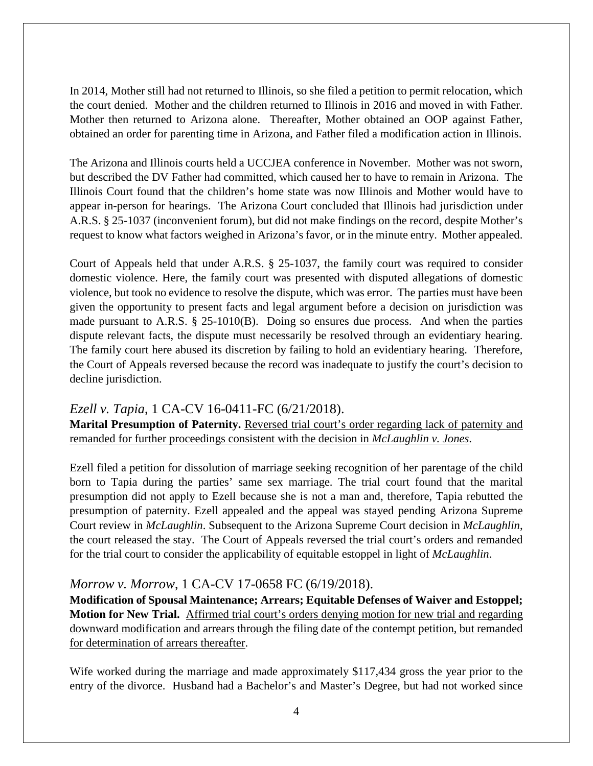In 2014, Mother still had not returned to Illinois, so she filed a petition to permit relocation, which the court denied. Mother and the children returned to Illinois in 2016 and moved in with Father. Mother then returned to Arizona alone. Thereafter, Mother obtained an OOP against Father, obtained an order for parenting time in Arizona, and Father filed a modification action in Illinois.

The Arizona and Illinois courts held a UCCJEA conference in November. Mother was not sworn, but described the DV Father had committed, which caused her to have to remain in Arizona. The Illinois Court found that the children's home state was now Illinois and Mother would have to appear in-person for hearings. The Arizona Court concluded that Illinois had jurisdiction under A.R.S. § 25-1037 (inconvenient forum), but did not make findings on the record, despite Mother's request to know what factors weighed in Arizona's favor, or in the minute entry. Mother appealed.

Court of Appeals held that under A.R.S. § 25-1037, the family court was required to consider domestic violence. Here, the family court was presented with disputed allegations of domestic violence, but took no evidence to resolve the dispute, which was error. The parties must have been given the opportunity to present facts and legal argument before a decision on jurisdiction was made pursuant to A.R.S. § 25-1010(B). Doing so ensures due process. And when the parties dispute relevant facts, the dispute must necessarily be resolved through an evidentiary hearing. The family court here abused its discretion by failing to hold an evidentiary hearing. Therefore, the Court of Appeals reversed because the record was inadequate to justify the court's decision to decline jurisdiction.

## *Ezell v. Tapia*, 1 CA-CV 16-0411-FC (6/21/2018).

**Marital Presumption of Paternity.** Reversed trial court's order regarding lack of paternity and remanded for further proceedings consistent with the decision in *McLaughlin v. Jones*.

Ezell filed a petition for dissolution of marriage seeking recognition of her parentage of the child born to Tapia during the parties' same sex marriage. The trial court found that the marital presumption did not apply to Ezell because she is not a man and, therefore, Tapia rebutted the presumption of paternity. Ezell appealed and the appeal was stayed pending Arizona Supreme Court review in *McLaughlin*. Subsequent to the Arizona Supreme Court decision in *McLaughlin*, the court released the stay. The Court of Appeals reversed the trial court's orders and remanded for the trial court to consider the applicability of equitable estoppel in light of *McLaughlin*.

## *Morrow v. Morrow*, 1 CA-CV 17-0658 FC (6/19/2018).

**Modification of Spousal Maintenance; Arrears; Equitable Defenses of Waiver and Estoppel; Motion for New Trial.** Affirmed trial court's orders denying motion for new trial and regarding downward modification and arrears through the filing date of the contempt petition, but remanded for determination of arrears thereafter.

Wife worked during the marriage and made approximately $117,434 gross the year prior to the entry of the divorce. Husband had a Bachelor's and Master's Degree, but had not worked since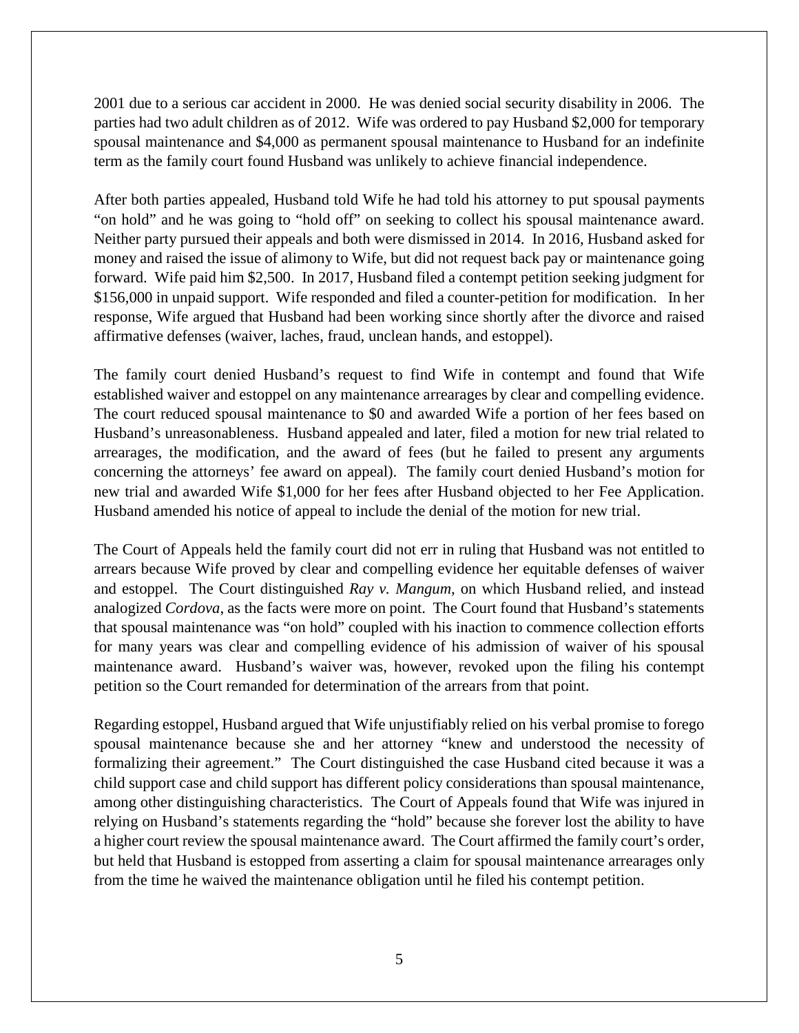2001 due to a serious car accident in 2000. He was denied social security disability in 2006. The parties had two adult children as of 2012. Wife was ordered to pay Husband $2,000 for temporary spousal maintenance and $4,000 as permanent spousal maintenance to Husband for an indefinite term as the family court found Husband was unlikely to achieve financial independence.

After both parties appealed, Husband told Wife he had told his attorney to put spousal payments "on hold" and he was going to "hold off" on seeking to collect his spousal maintenance award. Neither party pursued their appeals and both were dismissed in 2014. In 2016, Husband asked for money and raised the issue of alimony to Wife, but did not request back pay or maintenance going forward. Wife paid him $2,500. In 2017, Husband filed a contempt petition seeking judgment for $156,000 in unpaid support. Wife responded and filed a counter-petition for modification. In her response, Wife argued that Husband had been working since shortly after the divorce and raised affirmative defenses (waiver, laches, fraud, unclean hands, and estoppel).

The family court denied Husband's request to find Wife in contempt and found that Wife established waiver and estoppel on any maintenance arrearages by clear and compelling evidence. The court reduced spousal maintenance to $0 and awarded Wife a portion of her fees based on Husband's unreasonableness. Husband appealed and later, filed a motion for new trial related to arrearages, the modification, and the award of fees (but he failed to present any arguments concerning the attorneys' fee award on appeal). The family court denied Husband's motion for new trial and awarded Wife $1,000 for her fees after Husband objected to her Fee Application. Husband amended his notice of appeal to include the denial of the motion for new trial.

The Court of Appeals held the family court did not err in ruling that Husband was not entitled to arrears because Wife proved by clear and compelling evidence her equitable defenses of waiver and estoppel. The Court distinguished *Ray v. Mangum*, on which Husband relied, and instead analogized *Cordova*, as the facts were more on point. The Court found that Husband's statements that spousal maintenance was "on hold" coupled with his inaction to commence collection efforts for many years was clear and compelling evidence of his admission of waiver of his spousal maintenance award. Husband's waiver was, however, revoked upon the filing his contempt petition so the Court remanded for determination of the arrears from that point.

Regarding estoppel, Husband argued that Wife unjustifiably relied on his verbal promise to forego spousal maintenance because she and her attorney "knew and understood the necessity of formalizing their agreement." The Court distinguished the case Husband cited because it was a child support case and child support has different policy considerations than spousal maintenance, among other distinguishing characteristics. The Court of Appeals found that Wife was injured in relying on Husband's statements regarding the "hold" because she forever lost the ability to have a higher court review the spousal maintenance award. The Court affirmed the family court's order, but held that Husband is estopped from asserting a claim for spousal maintenance arrearages only from the time he waived the maintenance obligation until he filed his contempt petition.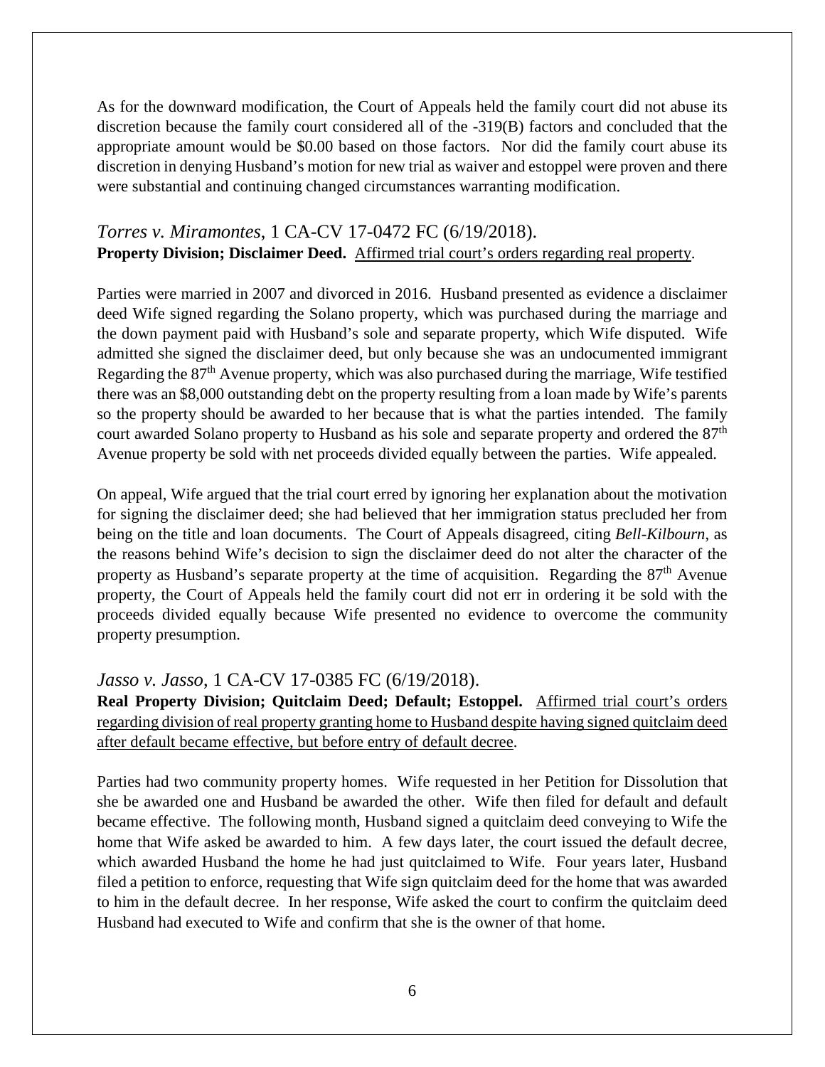As for the downward modification, the Court of Appeals held the family court did not abuse its discretion because the family court considered all of the -319(B) factors and concluded that the appropriate amount would be $0.00 based on those factors. Nor did the family court abuse its discretion in denying Husband's motion for new trial as waiver and estoppel were proven and there were substantial and continuing changed circumstances warranting modification.

### *Torres v. Miramontes*, 1 CA-CV 17-0472 FC (6/19/2018).

**Property Division; Disclaimer Deed.** <u>Affirmed trial court's orders regarding real property</u>.

Parties were married in 2007 and divorced in 2016. Husband presented as evidence a disclaimer deed Wife signed regarding the Solano property, which was purchased during the marriage and the down payment paid with Husband's sole and separate property, which Wife disputed. Wife admitted she signed the disclaimer deed, but only because she was an undocumented immigrant Regarding the 87th Avenue property, which was also purchased during the marriage, Wife testified there was an $8,000 outstanding debt on the property resulting from a loan made by Wife's parents so the property should be awarded to her because that is what the parties intended. The family court awarded Solano property to Husband as his sole and separate property and ordered the 87th Avenue property be sold with net proceeds divided equally between the parties. Wife appealed.

On appeal, Wife argued that the trial court erred by ignoring her explanation about the motivation for signing the disclaimer deed; she had believed that her immigration status precluded her from being on the title and loan documents. The Court of Appeals disagreed, citing *Bell-Kilbourn*, as the reasons behind Wife's decision to sign the disclaimer deed do not alter the character of the property as Husband's separate property at the time of acquisition. Regarding the 87th Avenue property, the Court of Appeals held the family court did not err in ordering it be sold with the proceeds divided equally because Wife presented no evidence to overcome the community property presumption.

### *Jasso v. Jasso*, 1 CA-CV 17-0385 FC (6/19/2018).

**Real Property Division; Quitclaim Deed; Default; Estoppel.** <u>Affirmed trial court's orders regarding division of real property granting home to Husband despite having signed quitclaim deed after default became effective, but before entry of default decree</u>.

Parties had two community property homes. Wife requested in her Petition for Dissolution that she be awarded one and Husband be awarded the other. Wife then filed for default and default became effective. The following month, Husband signed a quitclaim deed conveying to Wife the home that Wife asked be awarded to him. A few days later, the court issued the default decree, which awarded Husband the home he had just quitclaimed to Wife. Four years later, Husband filed a petition to enforce, requesting that Wife sign quitclaim deed for the home that was awarded to him in the default decree. In her response, Wife asked the court to confirm the quitclaim deed Husband had executed to Wife and confirm that she is the owner of that home.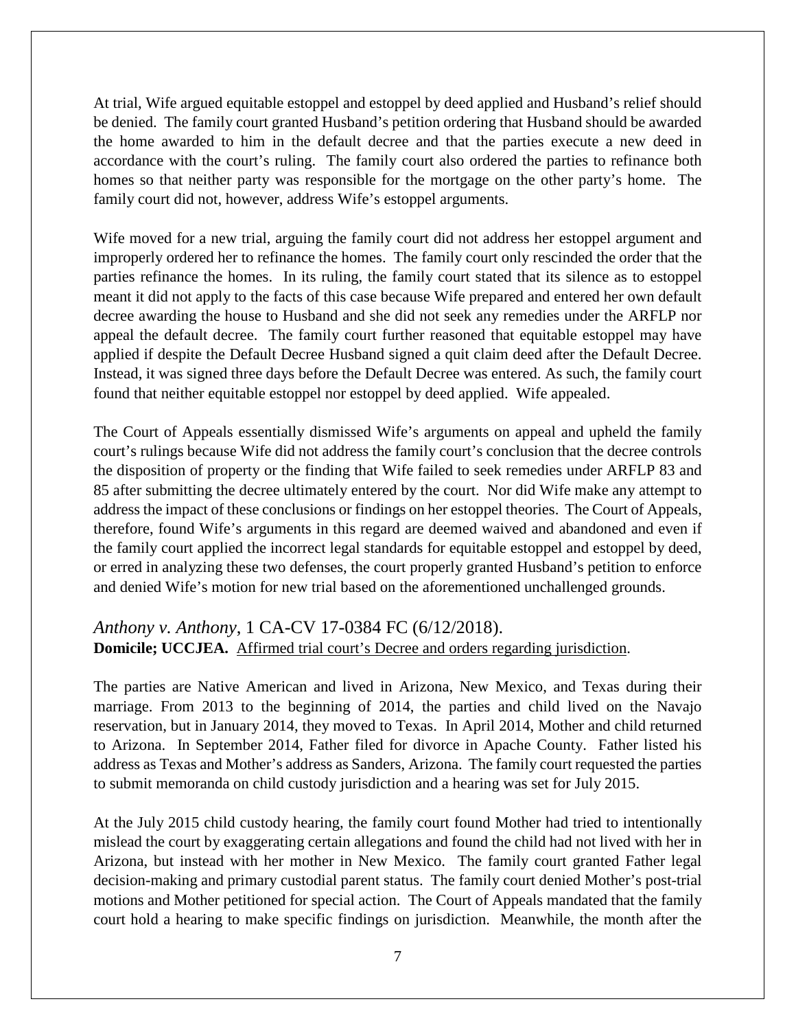At trial, Wife argued equitable estoppel and estoppel by deed applied and Husband's relief should be denied. The family court granted Husband's petition ordering that Husband should be awarded the home awarded to him in the default decree and that the parties execute a new deed in accordance with the court's ruling. The family court also ordered the parties to refinance both homes so that neither party was responsible for the mortgage on the other party's home. The family court did not, however, address Wife's estoppel arguments.

Wife moved for a new trial, arguing the family court did not address her estoppel argument and improperly ordered her to refinance the homes. The family court only rescinded the order that the parties refinance the homes. In its ruling, the family court stated that its silence as to estoppel meant it did not apply to the facts of this case because Wife prepared and entered her own default decree awarding the house to Husband and she did not seek any remedies under the ARFLP nor appeal the default decree. The family court further reasoned that equitable estoppel may have applied if despite the Default Decree Husband signed a quit claim deed after the Default Decree. Instead, it was signed three days before the Default Decree was entered. As such, the family court found that neither equitable estoppel nor estoppel by deed applied. Wife appealed.

The Court of Appeals essentially dismissed Wife's arguments on appeal and upheld the family court's rulings because Wife did not address the family court's conclusion that the decree controls the disposition of property or the finding that Wife failed to seek remedies under ARFLP 83 and 85 after submitting the decree ultimately entered by the court. Nor did Wife make any attempt to address the impact of these conclusions or findings on her estoppel theories. The Court of Appeals, therefore, found Wife's arguments in this regard are deemed waived and abandoned and even if the family court applied the incorrect legal standards for equitable estoppel and estoppel by deed, or erred in analyzing these two defenses, the court properly granted Husband's petition to enforce and denied Wife's motion for new trial based on the aforementioned unchallenged grounds.

### *Anthony v. Anthony*, 1 CA-CV 17-0384 FC (6/12/2018).

**Domicile; UCCJEA.** Affirmed trial court's Decree and orders regarding jurisdiction.

The parties are Native American and lived in Arizona, New Mexico, and Texas during their marriage. From 2013 to the beginning of 2014, the parties and child lived on the Navajo reservation, but in January 2014, they moved to Texas. In April 2014, Mother and child returned to Arizona. In September 2014, Father filed for divorce in Apache County. Father listed his address as Texas and Mother's address as Sanders, Arizona. The family court requested the parties to submit memoranda on child custody jurisdiction and a hearing was set for July 2015.

At the July 2015 child custody hearing, the family court found Mother had tried to intentionally mislead the court by exaggerating certain allegations and found the child had not lived with her in Arizona, but instead with her mother in New Mexico. The family court granted Father legal decision-making and primary custodial parent status. The family court denied Mother's post-trial motions and Mother petitioned for special action. The Court of Appeals mandated that the family court hold a hearing to make specific findings on jurisdiction. Meanwhile, the month after the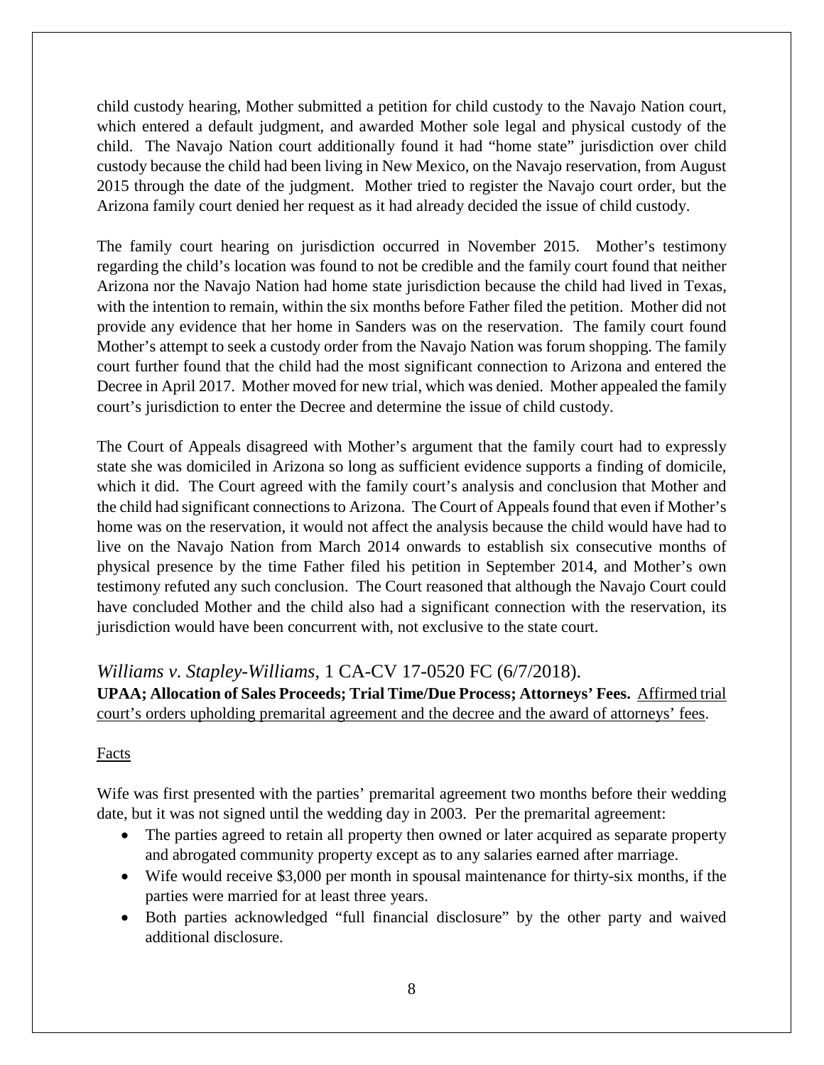child custody hearing, Mother submitted a petition for child custody to the Navajo Nation court, which entered a default judgment, and awarded Mother sole legal and physical custody of the child. The Navajo Nation court additionally found it had "home state" jurisdiction over child custody because the child had been living in New Mexico, on the Navajo reservation, from August 2015 through the date of the judgment. Mother tried to register the Navajo court order, but the Arizona family court denied her request as it had already decided the issue of child custody.

The family court hearing on jurisdiction occurred in November 2015. Mother's testimony regarding the child's location was found to not be credible and the family court found that neither Arizona nor the Navajo Nation had home state jurisdiction because the child had lived in Texas, with the intention to remain, within the six months before Father filed the petition. Mother did not provide any evidence that her home in Sanders was on the reservation. The family court found Mother's attempt to seek a custody order from the Navajo Nation was forum shopping. The family court further found that the child had the most significant connection to Arizona and entered the Decree in April 2017. Mother moved for new trial, which was denied. Mother appealed the family court's jurisdiction to enter the Decree and determine the issue of child custody.

The Court of Appeals disagreed with Mother's argument that the family court had to expressly state she was domiciled in Arizona so long as sufficient evidence supports a finding of domicile, which it did. The Court agreed with the family court's analysis and conclusion that Mother and the child had significant connections to Arizona. The Court of Appeals found that even if Mother's home was on the reservation, it would not affect the analysis because the child would have had to live on the Navajo Nation from March 2014 onwards to establish six consecutive months of physical presence by the time Father filed his petition in September 2014, and Mother's own testimony refuted any such conclusion. The Court reasoned that although the Navajo Court could have concluded Mother and the child also had a significant connection with the reservation, its jurisdiction would have been concurrent with, not exclusive to the state court.

## *Williams v. Stapley-Williams*, 1 CA-CV 17-0520 FC (6/7/2018).

**UPAA; Allocation of Sales Proceeds; Trial Time/Due Process; Attorneys' Fees.** <u>Affirmed trial court's orders upholding premarital agreement and the decree and the award of attorneys' fees</u>.

<u>Facts</u>

Wife was first presented with the parties' premarital agreement two months before their wedding date, but it was not signed until the wedding day in 2003. Per the premarital agreement:

- The parties agreed to retain all property then owned or later acquired as separate property and abrogated community property except as to any salaries earned after marriage.
- Wife would receive $3,000 per month in spousal maintenance for thirty-six months, if the parties were married for at least three years.
- Both parties acknowledged "full financial disclosure" by the other party and waived additional disclosure.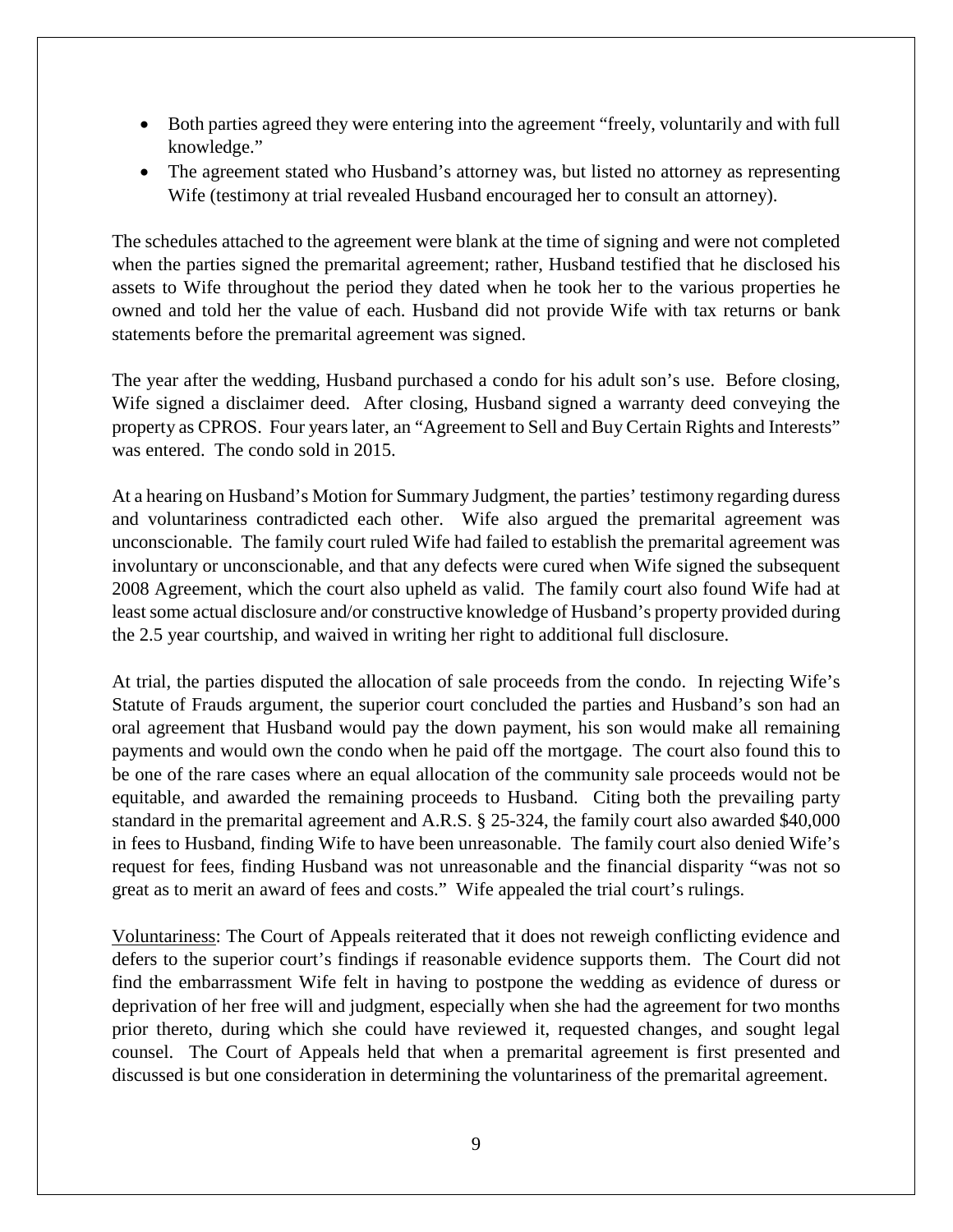- Both parties agreed they were entering into the agreement "freely, voluntarily and with full knowledge."
- The agreement stated who Husband's attorney was, but listed no attorney as representing Wife (testimony at trial revealed Husband encouraged her to consult an attorney).

The schedules attached to the agreement were blank at the time of signing and were not completed when the parties signed the premarital agreement; rather, Husband testified that he disclosed his assets to Wife throughout the period they dated when he took her to the various properties he owned and told her the value of each. Husband did not provide Wife with tax returns or bank statements before the premarital agreement was signed.

The year after the wedding, Husband purchased a condo for his adult son's use. Before closing, Wife signed a disclaimer deed. After closing, Husband signed a warranty deed conveying the property as CPROS. Four years later, an "Agreement to Sell and Buy Certain Rights and Interests" was entered. The condo sold in 2015.

At a hearing on Husband's Motion for Summary Judgment, the parties' testimony regarding duress and voluntariness contradicted each other. Wife also argued the premarital agreement was unconscionable. The family court ruled Wife had failed to establish the premarital agreement was involuntary or unconscionable, and that any defects were cured when Wife signed the subsequent 2008 Agreement, which the court also upheld as valid. The family court also found Wife had at least some actual disclosure and/or constructive knowledge of Husband's property provided during the 2.5 year courtship, and waived in writing her right to additional full disclosure.

At trial, the parties disputed the allocation of sale proceeds from the condo. In rejecting Wife's Statute of Frauds argument, the superior court concluded the parties and Husband's son had an oral agreement that Husband would pay the down payment, his son would make all remaining payments and would own the condo when he paid off the mortgage. The court also found this to be one of the rare cases where an equal allocation of the community sale proceeds would not be equitable, and awarded the remaining proceeds to Husband. Citing both the prevailing party standard in the premarital agreement and A.R.S. § 25-324, the family court also awarded $40,000 in fees to Husband, finding Wife to have been unreasonable. The family court also denied Wife's request for fees, finding Husband was not unreasonable and the financial disparity "was not so great as to merit an award of fees and costs." Wife appealed the trial court's rulings.

Voluntariness: The Court of Appeals reiterated that it does not reweigh conflicting evidence and defers to the superior court's findings if reasonable evidence supports them. The Court did not find the embarrassment Wife felt in having to postpone the wedding as evidence of duress or deprivation of her free will and judgment, especially when she had the agreement for two months prior thereto, during which she could have reviewed it, requested changes, and sought legal counsel. The Court of Appeals held that when a premarital agreement is first presented and discussed is but one consideration in determining the voluntariness of the premarital agreement.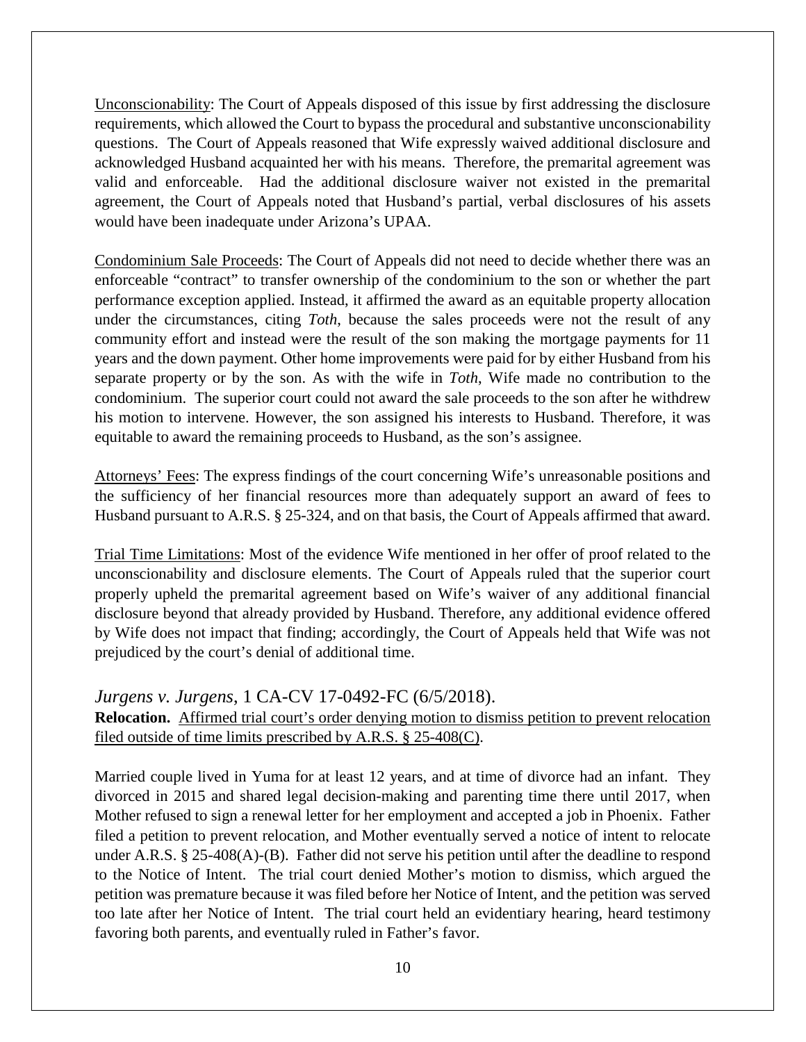Unconscionability: The Court of Appeals disposed of this issue by first addressing the disclosure requirements, which allowed the Court to bypass the procedural and substantive unconscionability questions. The Court of Appeals reasoned that Wife expressly waived additional disclosure and acknowledged Husband acquainted her with his means. Therefore, the premarital agreement was valid and enforceable. Had the additional disclosure waiver not existed in the premarital agreement, the Court of Appeals noted that Husband's partial, verbal disclosures of his assets would have been inadequate under Arizona's UPAA.

Condominium Sale Proceeds: The Court of Appeals did not need to decide whether there was an enforceable "contract" to transfer ownership of the condominium to the son or whether the part performance exception applied. Instead, it affirmed the award as an equitable property allocation under the circumstances, citing *Toth*, because the sales proceeds were not the result of any community effort and instead were the result of the son making the mortgage payments for 11 years and the down payment. Other home improvements were paid for by either Husband from his separate property or by the son. As with the wife in *Toth*, Wife made no contribution to the condominium. The superior court could not award the sale proceeds to the son after he withdrew his motion to intervene. However, the son assigned his interests to Husband. Therefore, it was equitable to award the remaining proceeds to Husband, as the son's assignee.

Attorneys' Fees: The express findings of the court concerning Wife's unreasonable positions and the sufficiency of her financial resources more than adequately support an award of fees to Husband pursuant to A.R.S. § 25-324, and on that basis, the Court of Appeals affirmed that award.

Trial Time Limitations: Most of the evidence Wife mentioned in her offer of proof related to the unconscionability and disclosure elements. The Court of Appeals ruled that the superior court properly upheld the premarital agreement based on Wife's waiver of any additional financial disclosure beyond that already provided by Husband. Therefore, any additional evidence offered by Wife does not impact that finding; accordingly, the Court of Appeals held that Wife was not prejudiced by the court's denial of additional time.

### *Jurgens v. Jurgens*, 1 CA-CV 17-0492-FC (6/5/2018).

**Relocation.** Affirmed trial court's order denying motion to dismiss petition to prevent relocation filed outside of time limits prescribed by A.R.S. § 25-408(C).

Married couple lived in Yuma for at least 12 years, and at time of divorce had an infant. They divorced in 2015 and shared legal decision-making and parenting time there until 2017, when Mother refused to sign a renewal letter for her employment and accepted a job in Phoenix. Father filed a petition to prevent relocation, and Mother eventually served a notice of intent to relocate under A.R.S. § 25-408(A)-(B). Father did not serve his petition until after the deadline to respond to the Notice of Intent. The trial court denied Mother's motion to dismiss, which argued the petition was premature because it was filed before her Notice of Intent, and the petition was served too late after her Notice of Intent. The trial court held an evidentiary hearing, heard testimony favoring both parents, and eventually ruled in Father's favor.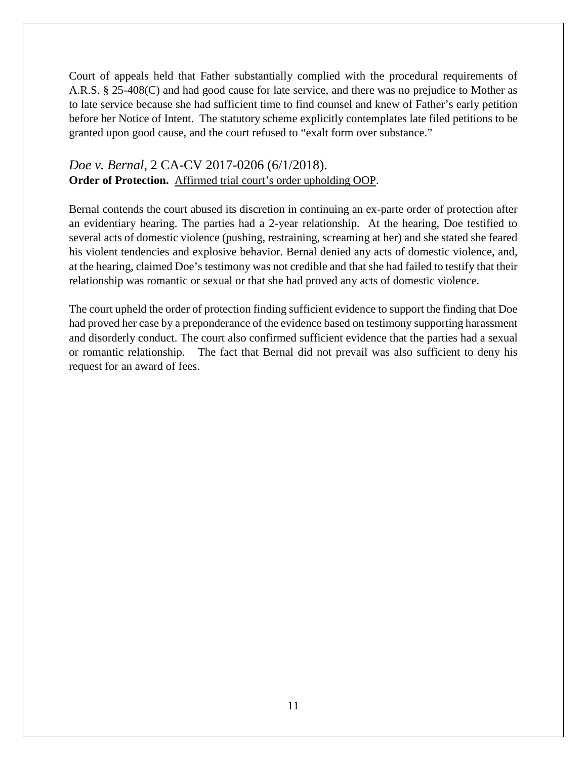Court of appeals held that Father substantially complied with the procedural requirements of A.R.S. § 25-408(C) and had good cause for late service, and there was no prejudice to Mother as to late service because she had sufficient time to find counsel and knew of Father's early petition before her Notice of Intent. The statutory scheme explicitly contemplates late filed petitions to be granted upon good cause, and the court refused to "exalt form over substance."

*Doe v. Bernal*, 2 CA-CV 2017-0206 (6/1/2018).
**Order of Protection.** Affirmed trial court's order upholding OOP.

Bernal contends the court abused its discretion in continuing an ex-parte order of protection after an evidentiary hearing. The parties had a 2-year relationship. At the hearing, Doe testified to several acts of domestic violence (pushing, restraining, screaming at her) and she stated she feared his violent tendencies and explosive behavior. Bernal denied any acts of domestic violence, and, at the hearing, claimed Doe's testimony was not credible and that she had failed to testify that their relationship was romantic or sexual or that she had proved any acts of domestic violence.

The court upheld the order of protection finding sufficient evidence to support the finding that Doe had proved her case by a preponderance of the evidence based on testimony supporting harassment and disorderly conduct. The court also confirmed sufficient evidence that the parties had a sexual or romantic relationship. The fact that Bernal did not prevail was also sufficient to deny his request for an award of fees.